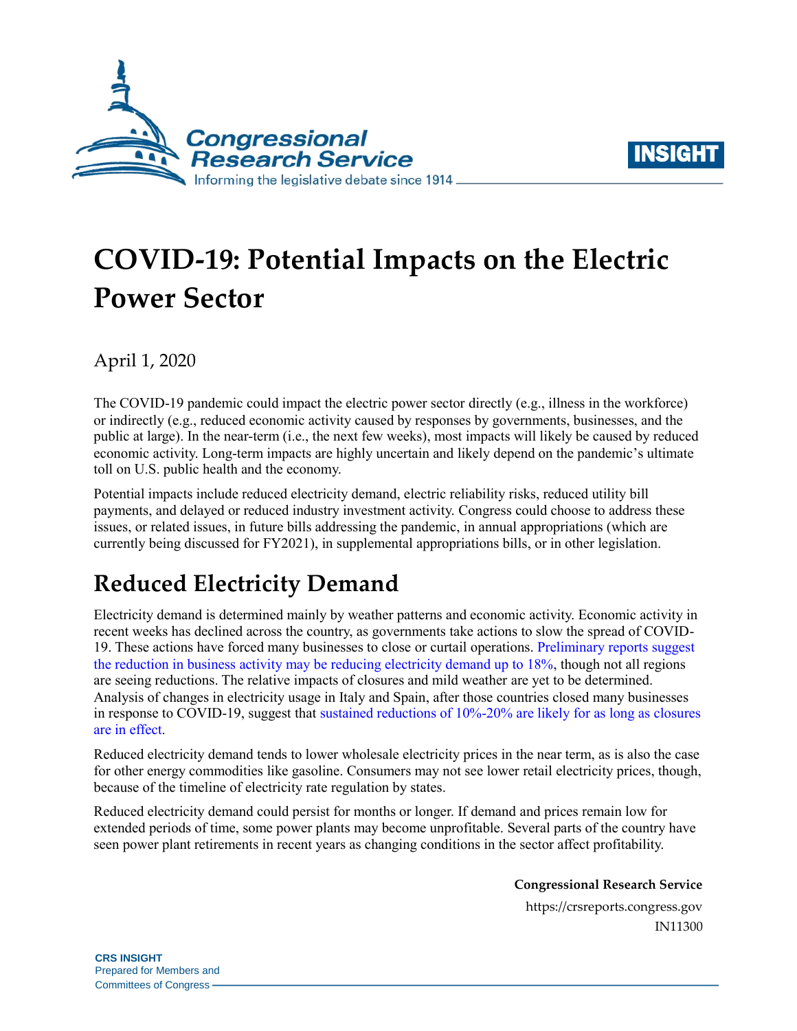# COVID-19: Potential Impacts on the Electric Power Sector

April 1, 2020

The COVID-19 pandemic could impact the electric power sector directly (e.g., illness in the workforce) or indirectly (e.g., reduced economic activity caused by responses by governments, businesses, and the public at large). In the near-term (i.e., the next few weeks), most impacts will likely be caused by reduced economic activity. Long-term impacts are highly uncertain and likely depend on the pandemic's ultimate toll on U.S. public health and the economy.

Potential impacts include reduced electricity demand, electric reliability risks, reduced utility bill payments, and delayed or reduced industry investment activity. Congress could choose to address these issues, or related issues, in future bills addressing the pandemic, in annual appropriations (which are currently being discussed for FY2021), in supplemental appropriations bills, or in other legislation.

## Reduced Electricity Demand

Electricity demand is determined mainly by weather patterns and economic activity. Economic activity in recent weeks has declined across the country, as governments take actions to slow the spread of COVID-19. These actions have forced many businesses to close or curtail operations. Preliminary reports suggest the reduction in business activity may be reducing electricity demand up to 18%, though not all regions are seeing reductions. The relative impacts of closures and mild weather are yet to be determined. Analysis of changes in electricity usage in Italy and Spain, after those countries closed many businesses in response to COVID-19, suggest that sustained reductions of 10%-20% are likely for as long as closures are in effect.

Reduced electricity demand tends to lower wholesale electricity prices in the near term, as is also the case for other energy commodities like gasoline. Consumers may not see lower retail electricity prices, though, because of the timeline of electricity rate regulation by states.

Reduced electricity demand could persist for months or longer. If demand and prices remain low for extended periods of time, some power plants may become unprofitable. Several parts of the country have seen power plant retirements in recent years as changing conditions in the sector affect profitability.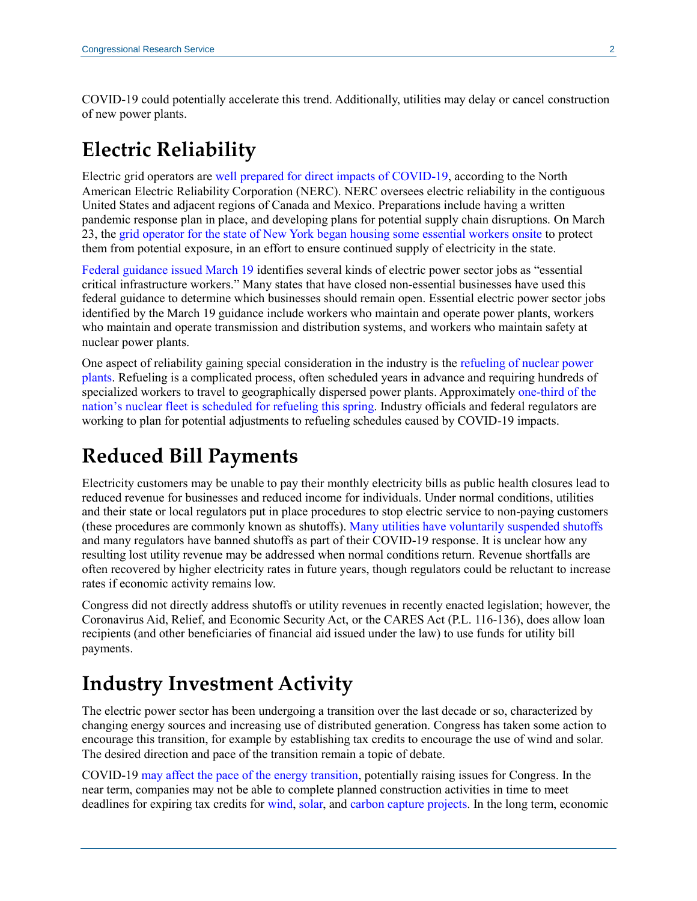COVID-19 could potentially accelerate this trend. Additionally, utilities may delay or cancel construction of new power plants.

## Electric Reliability

Electric grid operators are well prepared for direct impacts of COVID-19, according to the North American Electric Reliability Corporation (NERC). NERC oversees electric reliability in the contiguous United States and adjacent regions of Canada and Mexico. Preparations include having a written pandemic response plan in place, and developing plans for potential supply chain disruptions. On March 23, the grid operator for the state of New York began housing some essential workers onsite to protect them from potential exposure, in an effort to ensure continued supply of electricity in the state.

Federal guidance issued March 19 identifies several kinds of electric power sector jobs as "essential critical infrastructure workers." Many states that have closed non-essential businesses have used this federal guidance to determine which businesses should remain open. Essential electric power sector jobs identified by the March 19 guidance include workers who maintain and operate power plants, workers who maintain and operate transmission and distribution systems, and workers who maintain safety at nuclear power plants.

One aspect of reliability gaining special consideration in the industry is the refueling of nuclear power plants. Refueling is a complicated process, often scheduled years in advance and requiring hundreds of specialized workers to travel to geographically dispersed power plants. Approximately one-third of the nation's nuclear fleet is scheduled for refueling this spring. Industry officials and federal regulators are working to plan for potential adjustments to refueling schedules caused by COVID-19 impacts.

## Reduced Bill Payments

Electricity customers may be unable to pay their monthly electricity bills as public health closures lead to reduced revenue for businesses and reduced income for individuals. Under normal conditions, utilities and their state or local regulators put in place procedures to stop electric service to non-paying customers (these procedures are commonly known as shutoffs). Many utilities have voluntarily suspended shutoffs and many regulators have banned shutoffs as part of their COVID-19 response. It is unclear how any resulting lost utility revenue may be addressed when normal conditions return. Revenue shortfalls are often recovered by higher electricity rates in future years, though regulators could be reluctant to increase rates if economic activity remains low.

Congress did not directly address shutoffs or utility revenues in recently enacted legislation; however, the Coronavirus Aid, Relief, and Economic Security Act, or the CARES Act (P.L. 116-136), does allow loan recipients (and other beneficiaries of financial aid issued under the law) to use funds for utility bill payments.

## Industry Investment Activity

The electric power sector has been undergoing a transition over the last decade or so, characterized by changing energy sources and increasing use of distributed generation. Congress has taken some action to encourage this transition, for example by establishing tax credits to encourage the use of wind and solar. The desired direction and pace of the transition remain a topic of debate.

COVID-19 may affect the pace of the energy transition, potentially raising issues for Congress. In the near term, companies may not be able to complete planned construction activities in time to meet deadlines for expiring tax credits for wind, solar, and carbon capture projects. In the long term, economic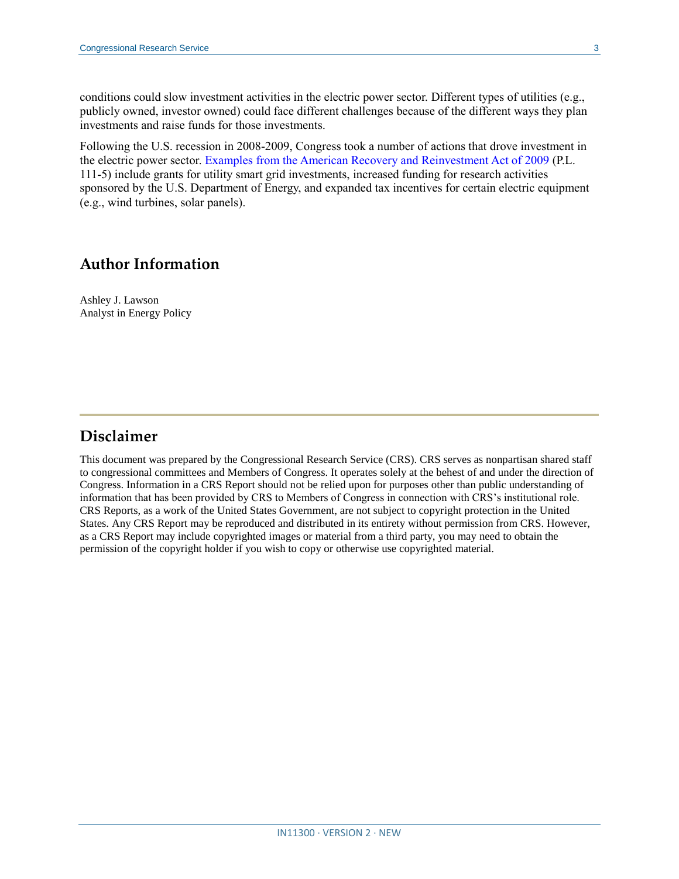conditions could slow investment activities in the electric power sector. Different types of utilities (e.g., publicly owned, investor owned) could face different challenges because of the different ways they plan investments and raise funds for those investments.

Following the U.S. recession in 2008-2009, Congress took a number of actions that drove investment in the electric power sector. Examples from the American Recovery and Reinvestment Act of 2009 (P.L. 111-5) include grants for utility smart grid investments, increased funding for research activities sponsored by the U.S. Department of Energy, and expanded tax incentives for certain electric equipment (e.g., wind turbines, solar panels).

## Author Information

Ashley J. Lawson
Analyst in Energy Policy

## Disclaimer

This document was prepared by the Congressional Research Service (CRS). CRS serves as nonpartisan shared staff to congressional committees and Members of Congress. It operates solely at the behest of and under the direction of Congress. Information in a CRS Report should not be relied upon for purposes other than public understanding of information that has been provided by CRS to Members of Congress in connection with CRS's institutional role. CRS Reports, as a work of the United States Government, are not subject to copyright protection in the United States. Any CRS Report may be reproduced and distributed in its entirety without permission from CRS. However, as a CRS Report may include copyrighted images or material from a third party, you may need to obtain the permission of the copyright holder if you wish to copy or otherwise use copyrighted material.